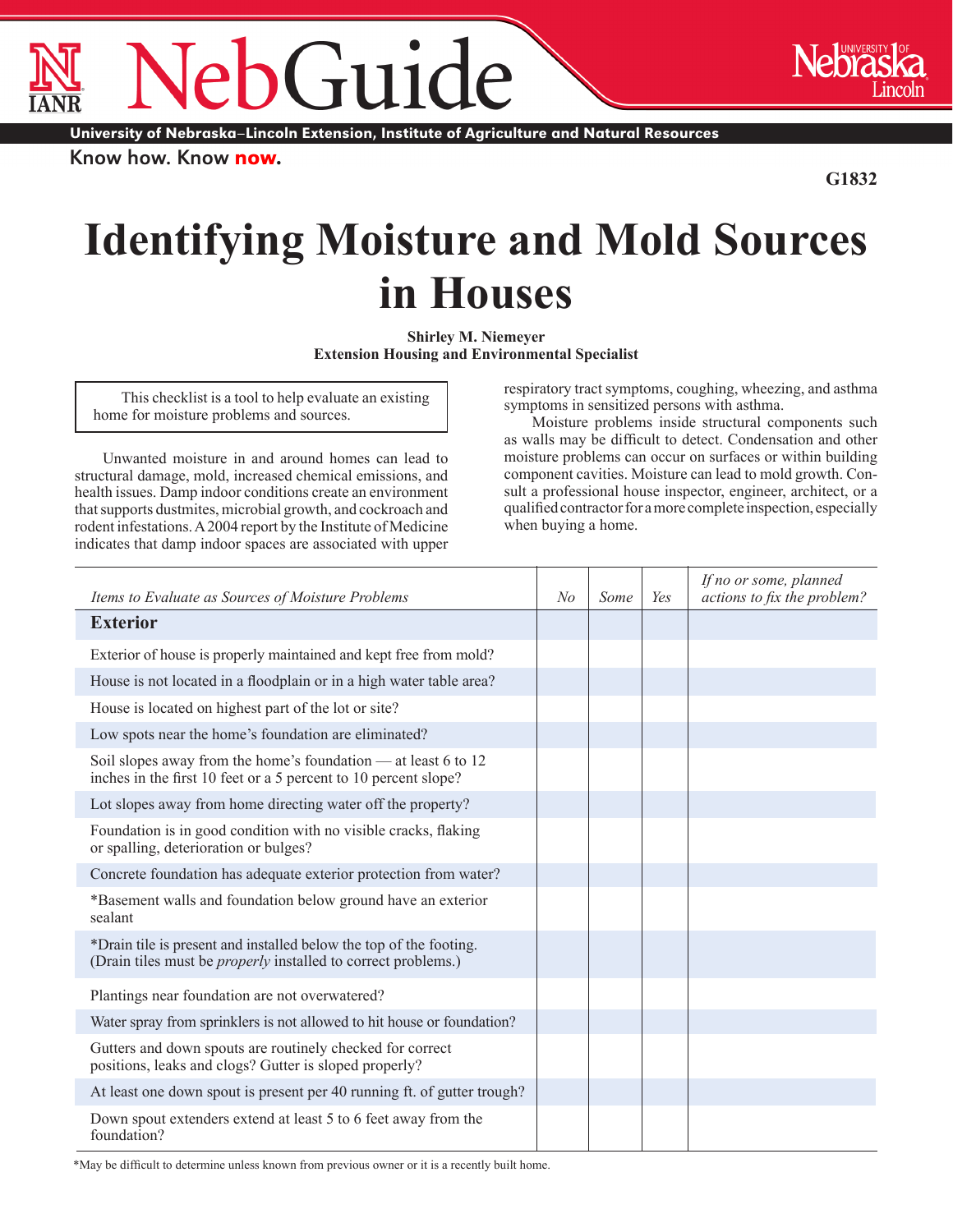NebGuide

University of Nebraska–Lincoln Extension, Institute of Agriculture and Natural Resources

Know how. Know now.

G1832

# Identifying Moisture and Mold Sources in Houses

**Shirley M. Niemeyer**
**Extension Housing and Environmental Specialist**

> This checklist is a tool to help evaluate an existing home for moisture problems and sources.

Unwanted moisture in and around homes can lead to structural damage, mold, increased chemical emissions, and health issues. Damp indoor conditions create an environment that supports dustmites, microbial growth, and cockroach and rodent infestations. A 2004 report by the Institute of Medicine indicates that damp indoor spaces are associated with upper respiratory tract symptoms, coughing, wheezing, and asthma symptoms in sensitized persons with asthma.

Moisture problems inside structural components such as walls may be difficult to detect. Condensation and other moisture problems can occur on surfaces or within building component cavities. Moisture can lead to mold growth. Consult a professional house inspector, engineer, architect, or a qualified contractor for a more complete inspection, especially when buying a home.

| *Items to Evaluate as Sources of Moisture Problems* | *No* | *Some* | *Yes* | *If no or some, planned actions to fix the problem?* |
|---|---|---|---|---|
| **Exterior** | | | | |
| Exterior of house is properly maintained and kept free from mold? | | | | |
| House is not located in a floodplain or in a high water table area? | | | | |
| House is located on highest part of the lot or site? | | | | |
| Low spots near the home's foundation are eliminated? | | | | |
| Soil slopes away from the home's foundation — at least 6 to 12 inches in the first 10 feet or a 5 percent to 10 percent slope? | | | | |
| Lot slopes away from home directing water off the property? | | | | |
| Foundation is in good condition with no visible cracks, flaking or spalling, deterioration or bulges? | | | | |
| Concrete foundation has adequate exterior protection from water? | | | | |
| *Basement walls and foundation below ground have an exterior sealant | | | | |
| *Drain tile is present and installed below the top of the footing. (Drain tiles must be *properly* installed to correct problems.) | | | | |
| Plantings near foundation are not overwatered? | | | | |
| Water spray from sprinklers is not allowed to hit house or foundation? | | | | |
| Gutters and down spouts are routinely checked for correct positions, leaks and clogs? Gutter is sloped properly? | | | | |
| At least one down spout is present per 40 running ft. of gutter trough? | | | | |
| Down spout extenders extend at least 5 to 6 feet away from the foundation? | | | | |

*May be difficult to determine unless known from previous owner or it is a recently built home.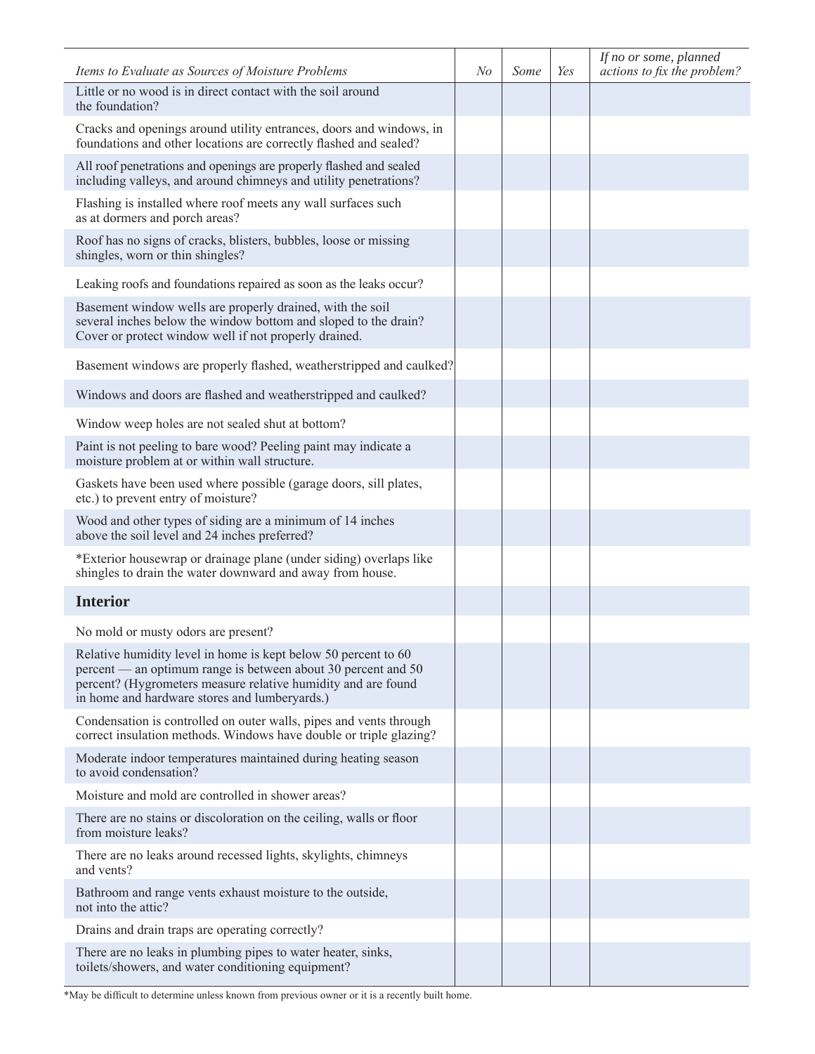| *Items to Evaluate as Sources of Moisture Problems* | *No* | *Some* | *Yes* | *If no or some, planned actions to fix the problem?* |
|---|---|---|---|---|
| Little or no wood is in direct contact with the soil around the foundation? | | | | |
| Cracks and openings around utility entrances, doors and windows, in foundations and other locations are correctly flashed and sealed? | | | | |
| All roof penetrations and openings are properly flashed and sealed including valleys, and around chimneys and utility penetrations? | | | | |
| Flashing is installed where roof meets any wall surfaces such as at dormers and porch areas? | | | | |
| Roof has no signs of cracks, blisters, bubbles, loose or missing shingles, worn or thin shingles? | | | | |
| Leaking roofs and foundations repaired as soon as the leaks occur? | | | | |
| Basement window wells are properly drained, with the soil several inches below the window bottom and sloped to the drain? Cover or protect window well if not properly drained. | | | | |
| Basement windows are properly flashed, weatherstripped and caulked? | | | | |
| Windows and doors are flashed and weatherstripped and caulked? | | | | |
| Window weep holes are not sealed shut at bottom? | | | | |
| Paint is not peeling to bare wood? Peeling paint may indicate a moisture problem at or within wall structure. | | | | |
| Gaskets have been used where possible (garage doors, sill plates, etc.) to prevent entry of moisture? | | | | |
| Wood and other types of siding are a minimum of 14 inches above the soil level and 24 inches preferred? | | | | |
| *Exterior housewrap or drainage plane (under siding) overlaps like shingles to drain the water downward and away from house. | | | | |
| **Interior** | | | | |
| No mold or musty odors are present? | | | | |
| Relative humidity level in home is kept below 50 percent to 60 percent — an optimum range is between about 30 percent and 50 percent? (Hygrometers measure relative humidity and are found in home and hardware stores and lumberyards.) | | | | |
| Condensation is controlled on outer walls, pipes and vents through correct insulation methods. Windows have double or triple glazing? | | | | |
| Moderate indoor temperatures maintained during heating season to avoid condensation? | | | | |
| Moisture and mold are controlled in shower areas? | | | | |
| There are no stains or discoloration on the ceiling, walls or floor from moisture leaks? | | | | |
| There are no leaks around recessed lights, skylights, chimneys and vents? | | | | |
| Bathroom and range vents exhaust moisture to the outside, not into the attic? | | | | |
| Drains and drain traps are operating correctly? | | | | |
| There are no leaks in plumbing pipes to water heater, sinks, toilets/showers, and water conditioning equipment? | | | | |

*May be difficult to determine unless known from previous owner or it is a recently built home.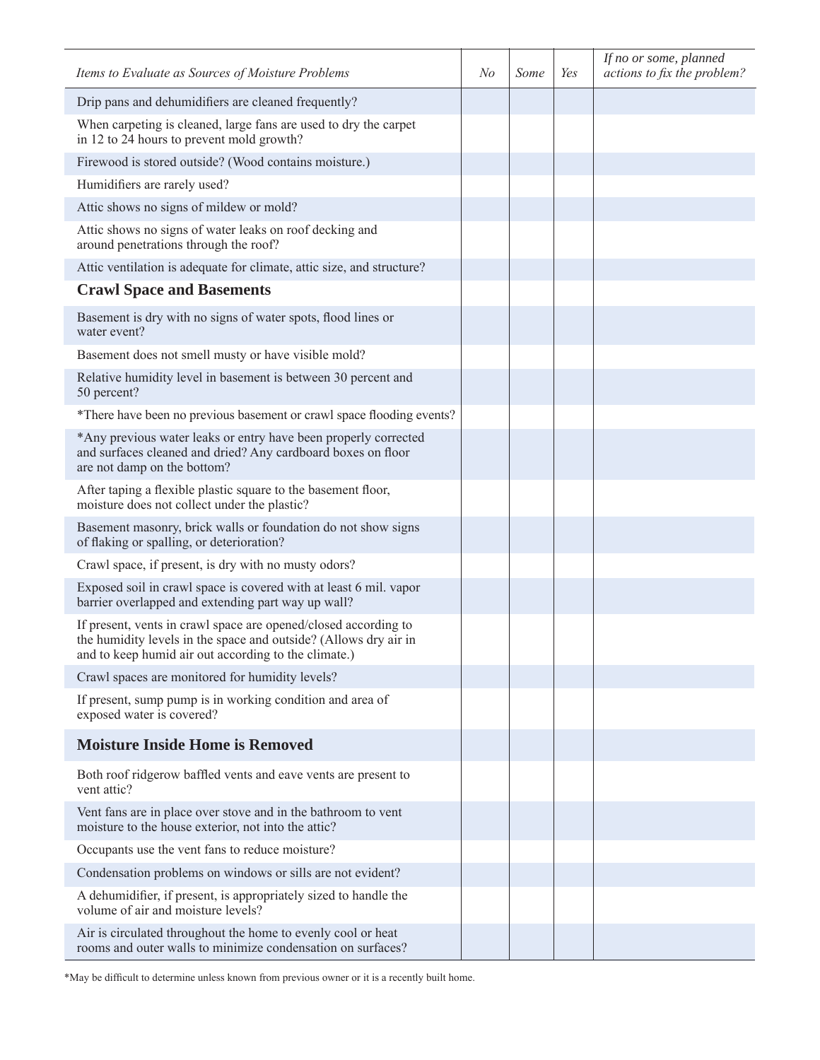| *Items to Evaluate as Sources of Moisture Problems* | *No* | *Some* | *Yes* | *If no or some, planned actions to fix the problem?* |
|---|---|---|---|---|
| Drip pans and dehumidifiers are cleaned frequently? | | | | |
| When carpeting is cleaned, large fans are used to dry the carpet in 12 to 24 hours to prevent mold growth? | | | | |
| Firewood is stored outside? (Wood contains moisture.) | | | | |
| Humidifiers are rarely used? | | | | |
| Attic shows no signs of mildew or mold? | | | | |
| Attic shows no signs of water leaks on roof decking and around penetrations through the roof? | | | | |
| Attic ventilation is adequate for climate, attic size, and structure? | | | | |
| **Crawl Space and Basements** | | | | |
| Basement is dry with no signs of water spots, flood lines or water event? | | | | |
| Basement does not smell musty or have visible mold? | | | | |
| Relative humidity level in basement is between 30 percent and 50 percent? | | | | |
| *There have been no previous basement or crawl space flooding events? | | | | |
| *Any previous water leaks or entry have been properly corrected and surfaces cleaned and dried? Any cardboard boxes on floor are not damp on the bottom? | | | | |
| After taping a flexible plastic square to the basement floor, moisture does not collect under the plastic? | | | | |
| Basement masonry, brick walls or foundation do not show signs of flaking or spalling, or deterioration? | | | | |
| Crawl space, if present, is dry with no musty odors? | | | | |
| Exposed soil in crawl space is covered with at least 6 mil. vapor barrier overlapped and extending part way up wall? | | | | |
| If present, vents in crawl space are opened/closed according to the humidity levels in the space and outside? (Allows dry air in and to keep humid air out according to the climate.) | | | | |
| Crawl spaces are monitored for humidity levels? | | | | |
| If present, sump pump is in working condition and area of exposed water is covered? | | | | |
| **Moisture Inside Home is Removed** | | | | |
| Both roof ridgerow baffled vents and eave vents are present to vent attic? | | | | |
| Vent fans are in place over stove and in the bathroom to vent moisture to the house exterior, not into the attic? | | | | |
| Occupants use the vent fans to reduce moisture? | | | | |
| Condensation problems on windows or sills are not evident? | | | | |
| A dehumidifier, if present, is appropriately sized to handle the volume of air and moisture levels? | | | | |
| Air is circulated throughout the home to evenly cool or heat rooms and outer walls to minimize condensation on surfaces? | | | | |

*May be difficult to determine unless known from previous owner or it is a recently built home.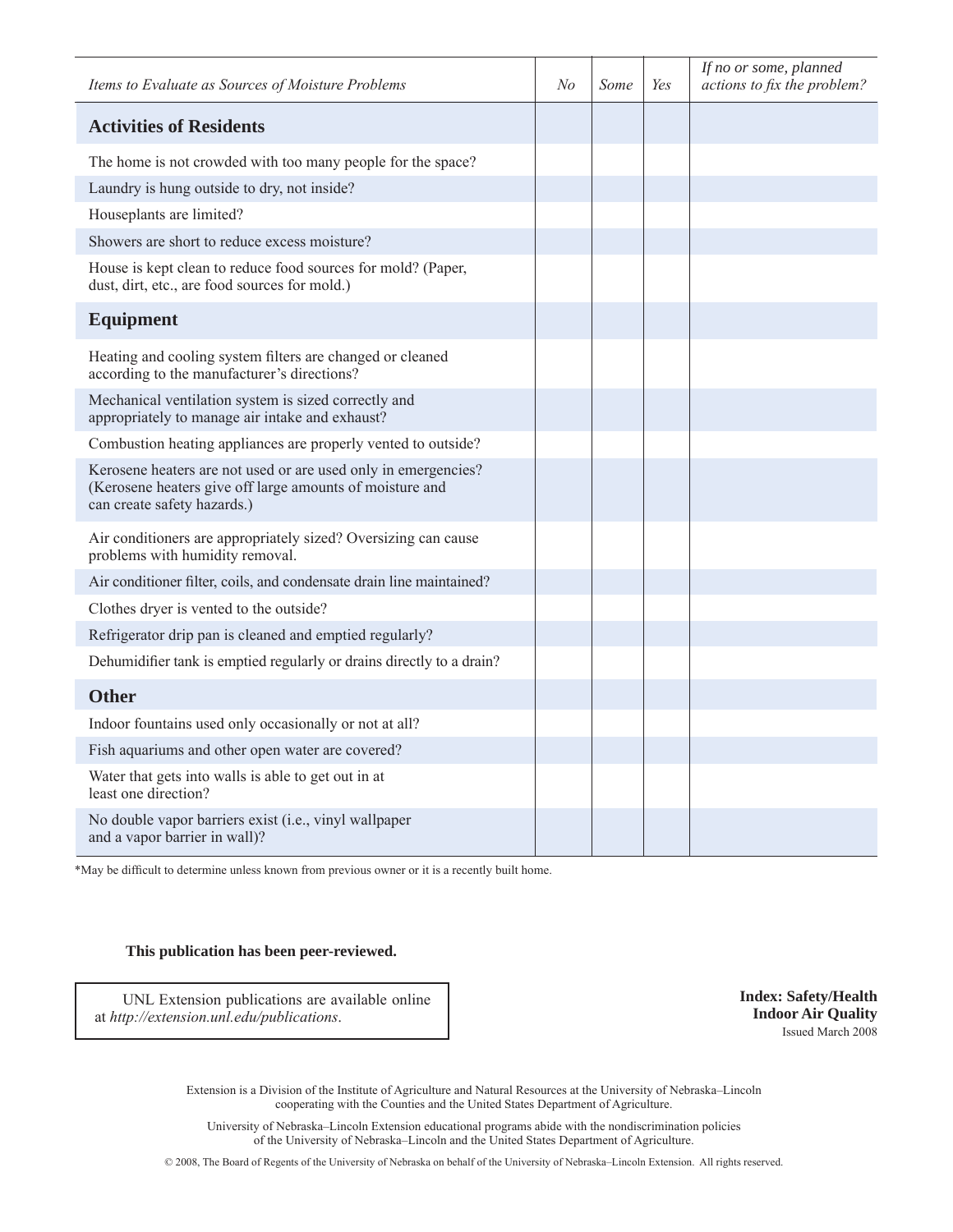| *Items to Evaluate as Sources of Moisture Problems* | *No* | *Some* | *Yes* | *If no or some, planned actions to fix the problem?* |
|---|---|---|---|---|
| **Activities of Residents** | | | | |
| The home is not crowded with too many people for the space? | | | | |
| Laundry is hung outside to dry, not inside? | | | | |
| Houseplants are limited? | | | | |
| Showers are short to reduce excess moisture? | | | | |
| House is kept clean to reduce food sources for mold? (Paper, dust, dirt, etc., are food sources for mold.) | | | | |
| **Equipment** | | | | |
| Heating and cooling system filters are changed or cleaned according to the manufacturer's directions? | | | | |
| Mechanical ventilation system is sized correctly and appropriately to manage air intake and exhaust? | | | | |
| Combustion heating appliances are properly vented to outside? | | | | |
| Kerosene heaters are not used or are used only in emergencies? (Kerosene heaters give off large amounts of moisture and can create safety hazards.) | | | | |
| Air conditioners are appropriately sized? Oversizing can cause problems with humidity removal. | | | | |
| Air conditioner filter, coils, and condensate drain line maintained? | | | | |
| Clothes dryer is vented to the outside? | | | | |
| Refrigerator drip pan is cleaned and emptied regularly? | | | | |
| Dehumidifier tank is emptied regularly or drains directly to a drain? | | | | |
| **Other** | | | | |
| Indoor fountains used only occasionally or not at all? | | | | |
| Fish aquariums and other open water are covered? | | | | |
| Water that gets into walls is able to get out in at least one direction? | | | | |
| No double vapor barriers exist (i.e., vinyl wallpaper and a vapor barrier in wall)? | | | | |

*May be difficult to determine unless known from previous owner or it is a recently built home.

**This publication has been peer-reviewed.**

UNL Extension publications are available online at *http://extension.unl.edu/publications*.

**Index: Safety/Health**
**Indoor Air Quality**
Issued March 2008

Extension is a Division of the Institute of Agriculture and Natural Resources at the University of Nebraska–Lincoln cooperating with the Counties and the United States Department of Agriculture.

University of Nebraska–Lincoln Extension educational programs abide with the nondiscrimination policies of the University of Nebraska–Lincoln and the United States Department of Agriculture.

© 2008, The Board of Regents of the University of Nebraska on behalf of the University of Nebraska–Lincoln Extension. All rights reserved.